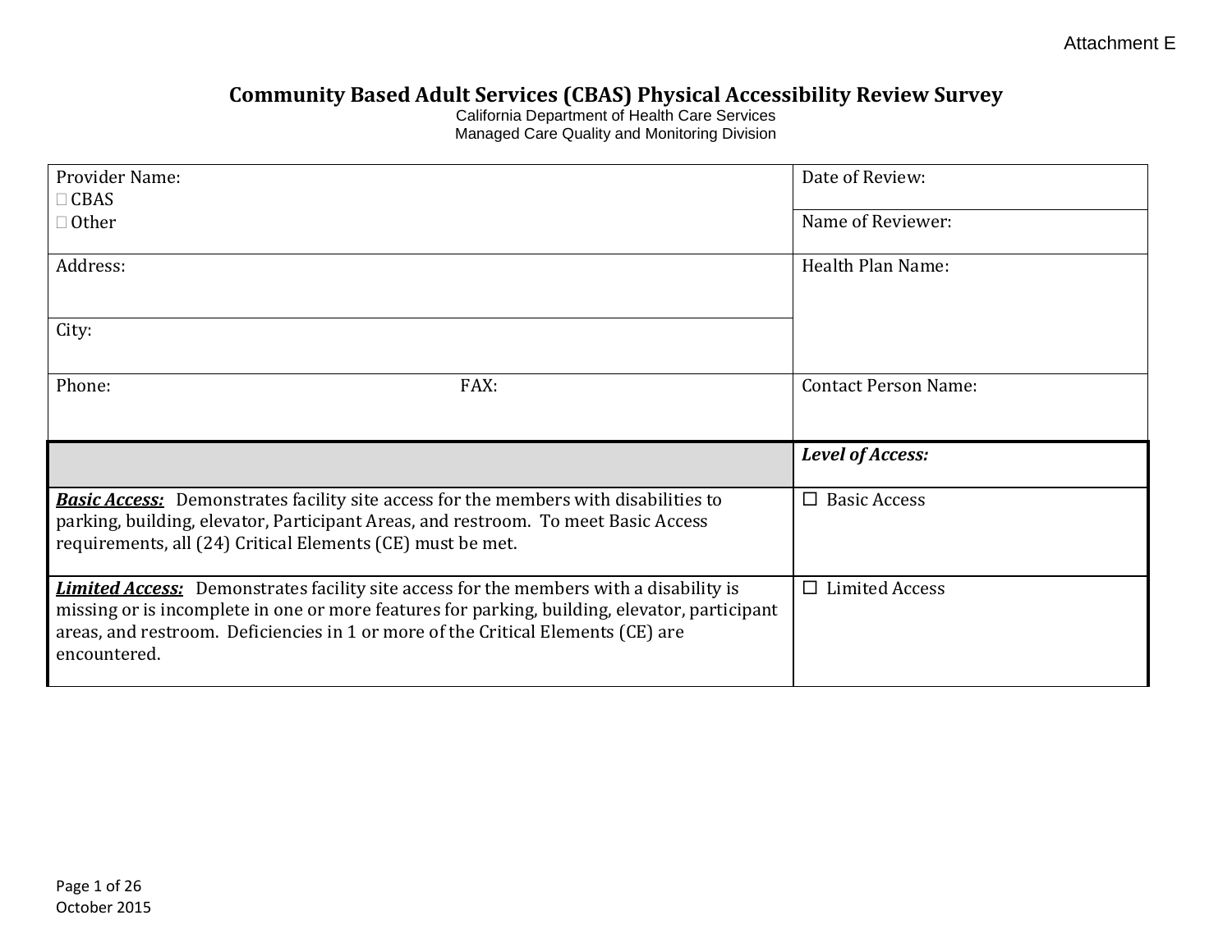Attachment E

# Community Based Adult Services (CBAS) Physical Accessibility Review Survey

California Department of Health Care Services
Managed Care Quality and Monitoring Division

| | |
|---|---|
| Provider Name:<br>☐ CBAS<br>☐ Other | Date of Review: |
| | Name of Reviewer: |
| Address: | Health Plan Name: |
| City: | |
| Phone: FAX: | Contact Person Name: |

| | ***Level of Access:*** |
|---|---|
| ***Basic Access:*** Demonstrates facility site access for the members with disabilities to parking, building, elevator, Participant Areas, and restroom. To meet Basic Access requirements, all (24) Critical Elements (CE) must be met. | ☐ Basic Access |
| ***Limited Access:*** Demonstrates facility site access for the members with a disability is missing or is incomplete in one or more features for parking, building, elevator, participant areas, and restroom. Deficiencies in 1 or more of the Critical Elements (CE) are encountered. | ☐ Limited Access |

October 2015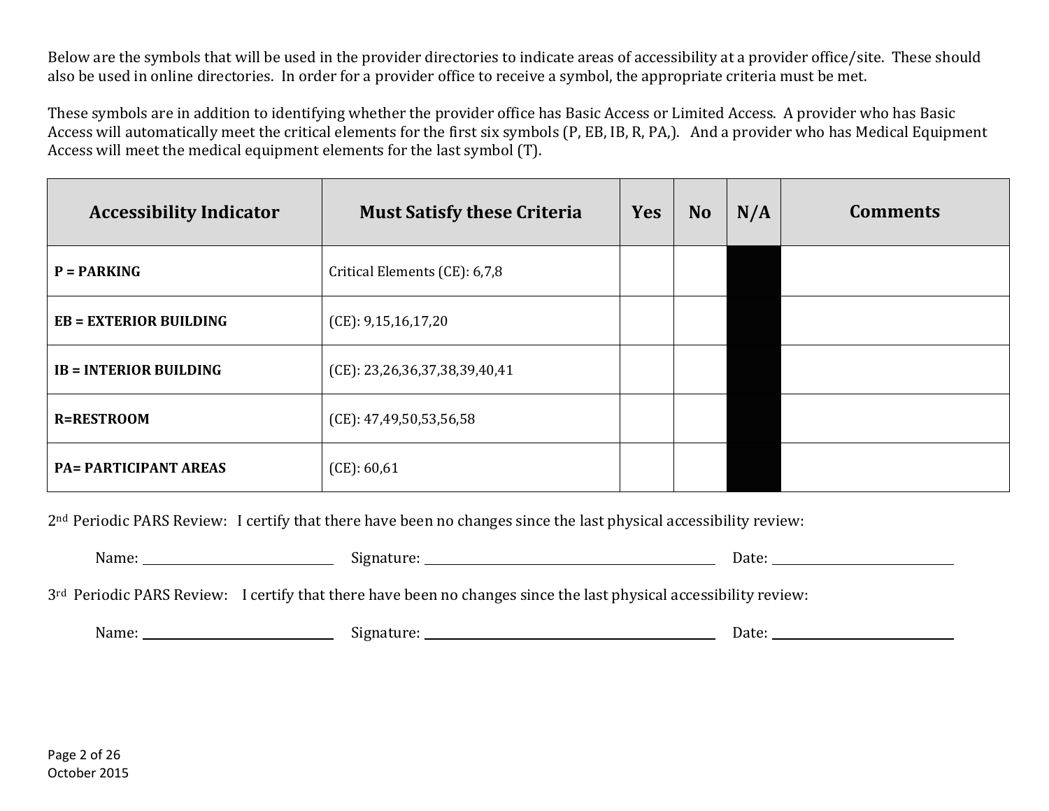Below are the symbols that will be used in the provider directories to indicate areas of accessibility at a provider office/site. These should also be used in online directories. In order for a provider office to receive a symbol, the appropriate criteria must be met.

These symbols are in addition to identifying whether the provider office has Basic Access or Limited Access. A provider who has Basic Access will automatically meet the critical elements for the first six symbols (P, EB, IB, R, PA,). And a provider who has Medical Equipment Access will meet the medical equipment elements for the last symbol (T).

| Accessibility Indicator | Must Satisfy these Criteria | Yes | No | N/A | Comments |
|---|---|---|---|---|---|
| **P = PARKING** | Critical Elements (CE): 6,7,8 | | | | |
| **EB = EXTERIOR BUILDING** | (CE): 9,15,16,17,20 | | | | |
| **IB = INTERIOR BUILDING** | (CE): 23,26,36,37,38,39,40,41 | | | | |
| **R=RESTROOM** | (CE): 47,49,50,53,56,58 | | | | |
| **PA= PARTICIPANT AREAS** | (CE): 60,61 | | | | |

2nd Periodic PARS Review: I certify that there have been no changes since the last physical accessibility review:

Name: ______________________ Signature: ________________________________ Date: ____________________

3rd Periodic PARS Review: I certify that there have been no changes since the last physical accessibility review:

Name: ______________________ Signature: ________________________________ Date: ____________________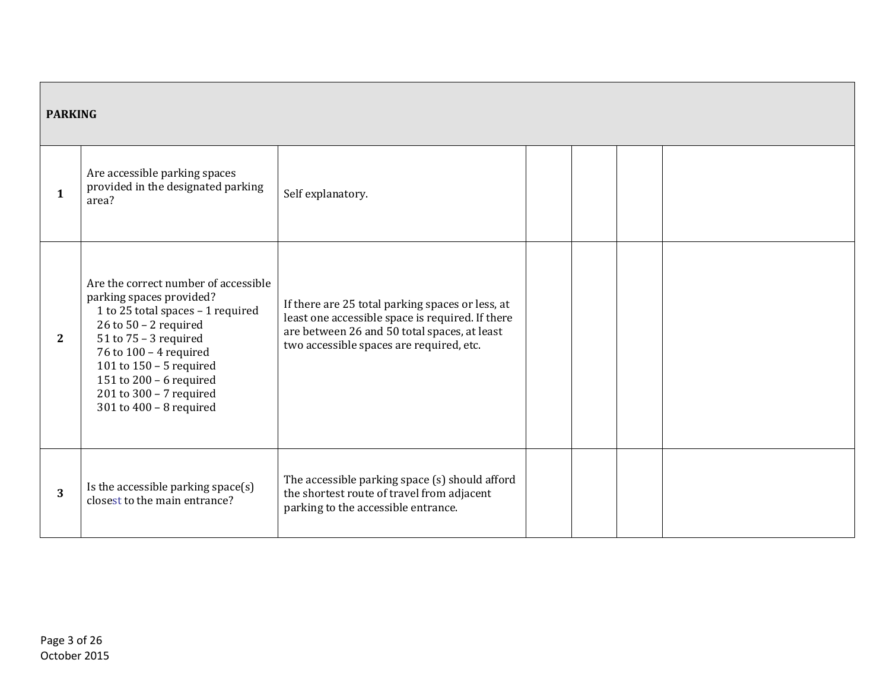| PARKING | | | | | | |
|---|---|---|---|---|---|---|
| 1 | Are accessible parking spaces provided in the designated parking area? | Self explanatory. | | | | |
| 2 | Are the correct number of accessible parking spaces provided?<br>1 to 25 total spaces – 1 required<br>26 to 50 – 2 required<br>51 to 75 – 3 required<br>76 to 100 – 4 required<br>101 to 150 – 5 required<br>151 to 200 – 6 required<br>201 to 300 – 7 required<br>301 to 400 – 8 required | If there are 25 total parking spaces or less, at least one accessible space is required. If there are between 26 and 50 total spaces, at least two accessible spaces are required, etc. | | | | |
| 3 | Is the accessible parking space(s) closest to the main entrance? | The accessible parking space (s) should afford the shortest route of travel from adjacent parking to the accessible entrance. | | | | |

October 2015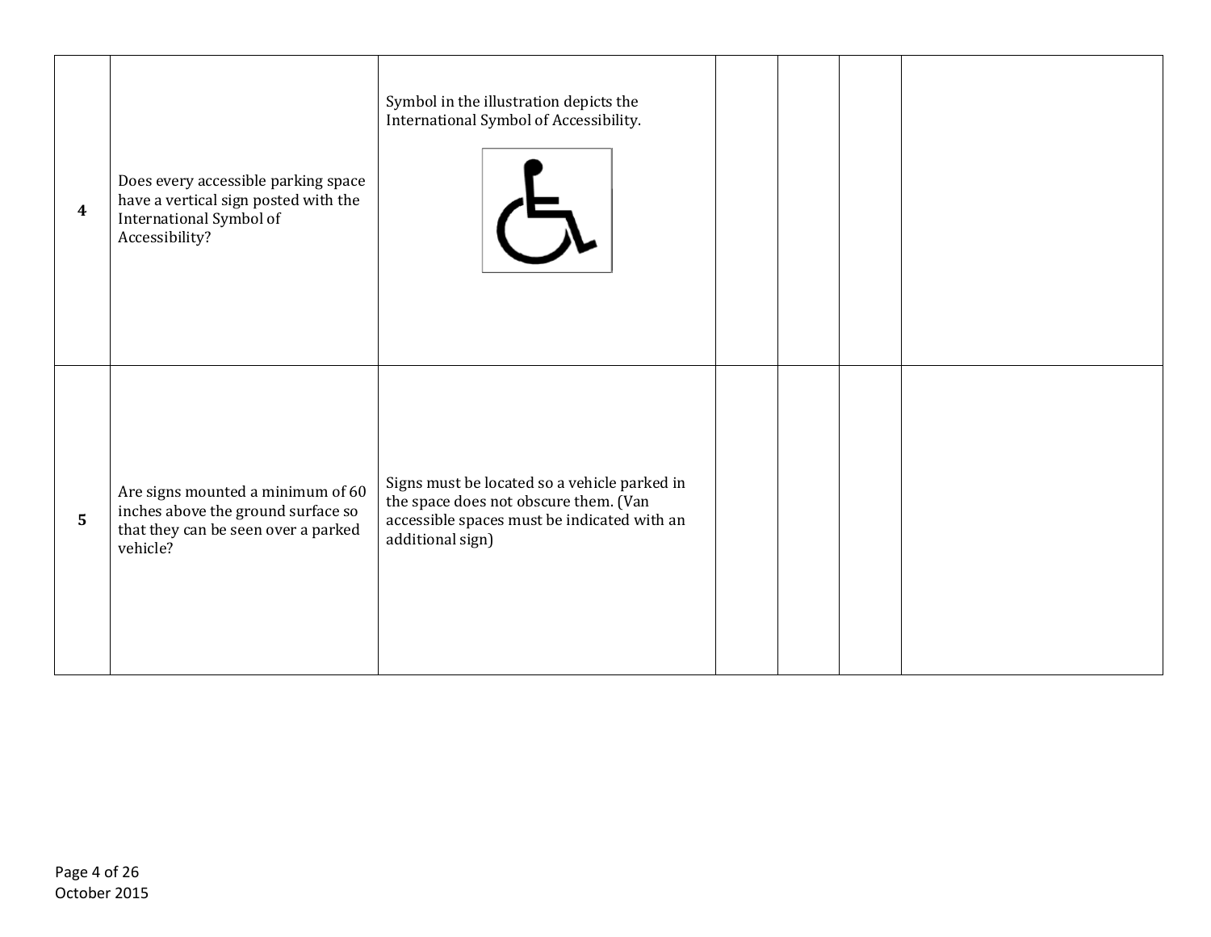| | | | | | | |
|---|---|---|---|---|---|---|
| **4** | Does every accessible parking space have a vertical sign posted with the International Symbol of Accessibility? | Symbol in the illustration depicts the International Symbol of Accessibility. | | | | |
| **5** | Are signs mounted a minimum of 60 inches above the ground surface so that they can be seen over a parked vehicle? | Signs must be located so a vehicle parked in the space does not obscure them. (Van accessible spaces must be indicated with an additional sign) | | | | |

October 2015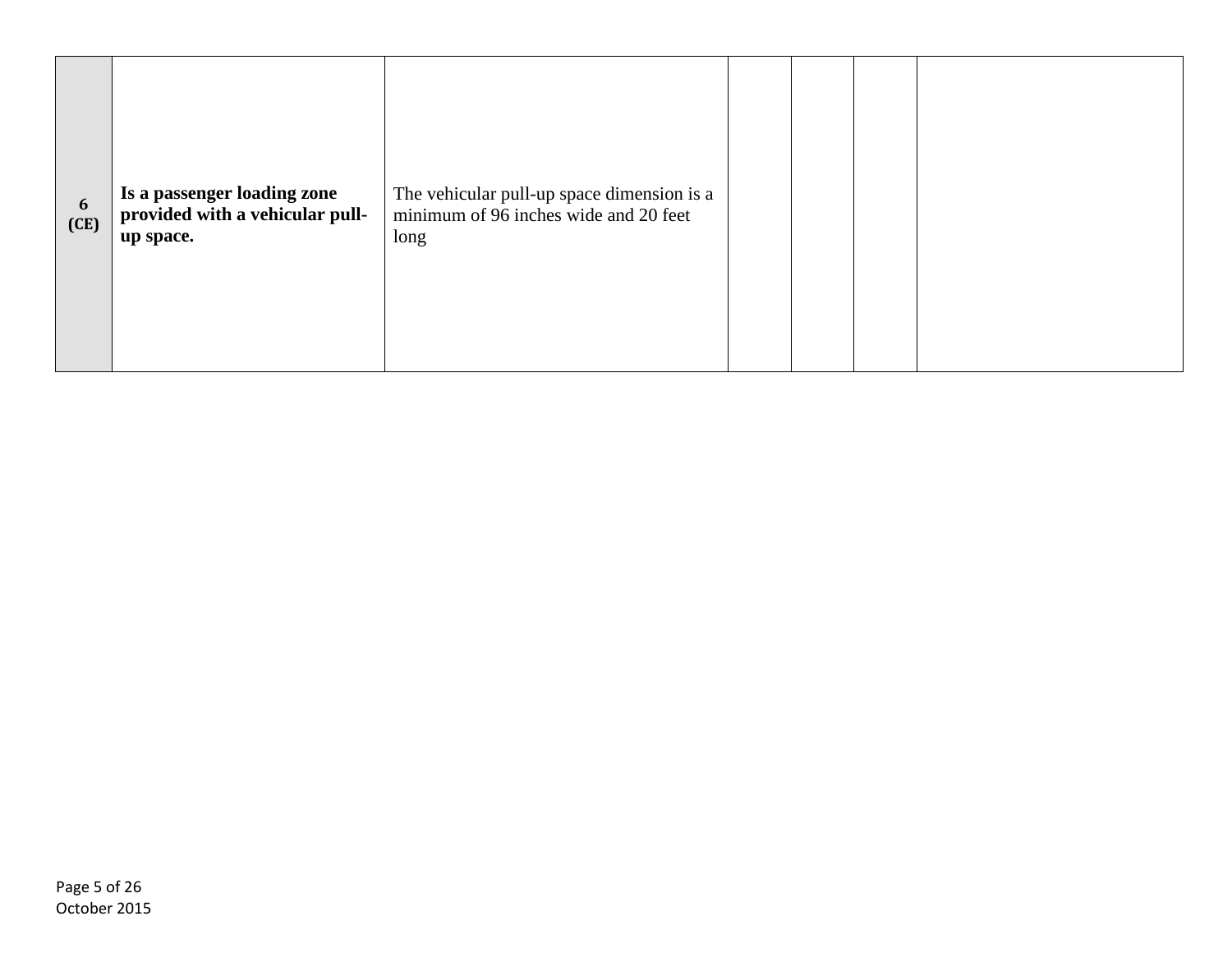| | | | | | | |
|---|---|---|---|---|---|---|
| **6 (CE)** | **Is a passenger loading zone provided with a vehicular pull-up space.** | The vehicular pull-up space dimension is a minimum of 96 inches wide and 20 feet long | | | | |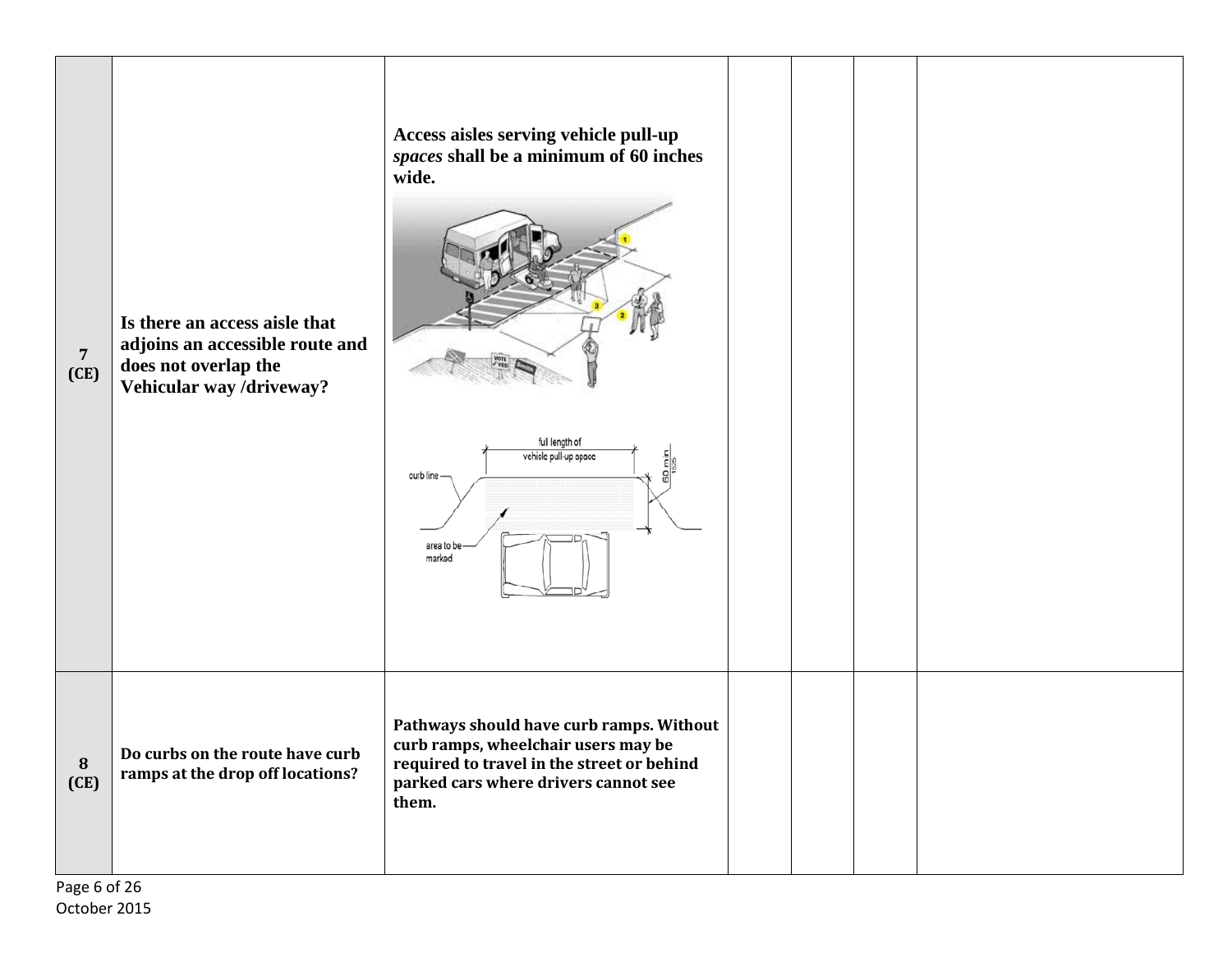| | | | | | | |
|---|---|---|---|---|---|---|
| **7 (CE)** | **Is there an access aisle that adjoins an accessible route and does not overlap the Vehicular way /driveway?** | **Access aisles serving vehicle pull-up *spaces* shall be a minimum of 60 inches wide.** | | | | |
| **8 (CE)** | **Do curbs on the route have curb ramps at the drop off locations?** | **Pathways should have curb ramps. Without curb ramps, wheelchair users may be required to travel in the street or behind parked cars where drivers cannot see them.** | | | | |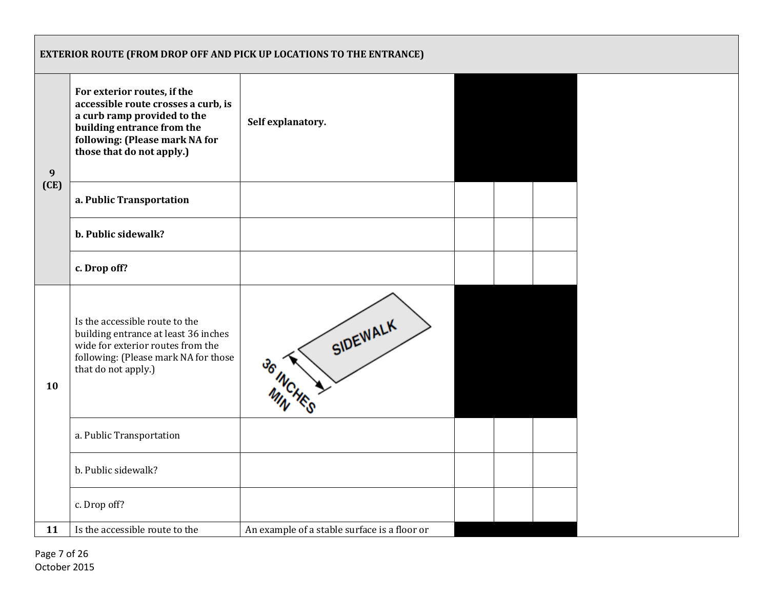| EXTERIOR ROUTE (FROM DROP OFF AND PICK UP LOCATIONS TO THE ENTRANCE) | | | | | | |
|---|---|---|---|---|---|---|
| **9 (CE)** | **For exterior routes, if the accessible route crosses a curb, is a curb ramp provided to the building entrance from the following: (Please mark NA for those that do not apply.)** | **Self explanatory.** | | | | |
| | **a. Public Transportation** | | | | | |
| | **b. Public sidewalk?** | | | | | |
| | **c. Drop off?** | | | | | |
| 10 | Is the accessible route to the building entrance at least 36 inches wide for exterior routes from the following: (Please mark NA for those that do not apply.) | SIDEWALK 36 INCHES MIN | | | | |
| | a. Public Transportation | | | | | |
| | b. Public sidewalk? | | | | | |
| | c. Drop off? | | | | | |
| 11 | Is the accessible route to the | An example of a stable surface is a floor or | | | | |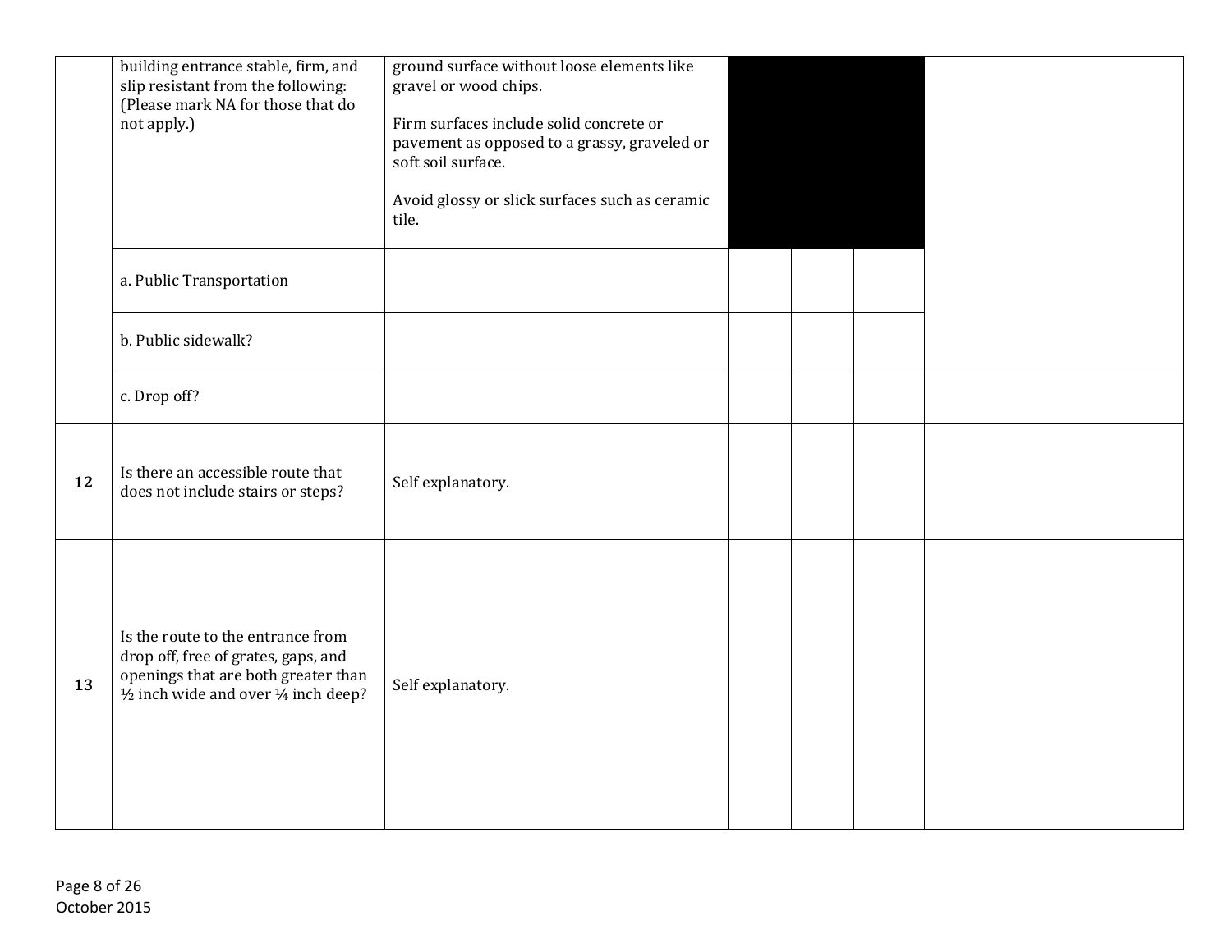|  |  |  |  |  |  |  |
|---|---|---|---|---|---|---|
|  | building entrance stable, firm, and slip resistant from the following: (Please mark NA for those that do not apply.) | ground surface without loose elements like gravel or wood chips.<br><br>Firm surfaces include solid concrete or pavement as opposed to a grassy, graveled or soft soil surface.<br><br>Avoid glossy or slick surfaces such as ceramic tile. |  |  |  |  |
|  | a. Public Transportation |  |  |  |  |  |
|  | b. Public sidewalk? |  |  |  |  |  |
|  | c. Drop off? |  |  |  |  |  |
| **12** | Is there an accessible route that does not include stairs or steps? | Self explanatory. |  |  |  |  |
| **13** | Is the route to the entrance from drop off, free of grates, gaps, and openings that are both greater than ½ inch wide and over ¼ inch deep? | Self explanatory. |  |  |  |  |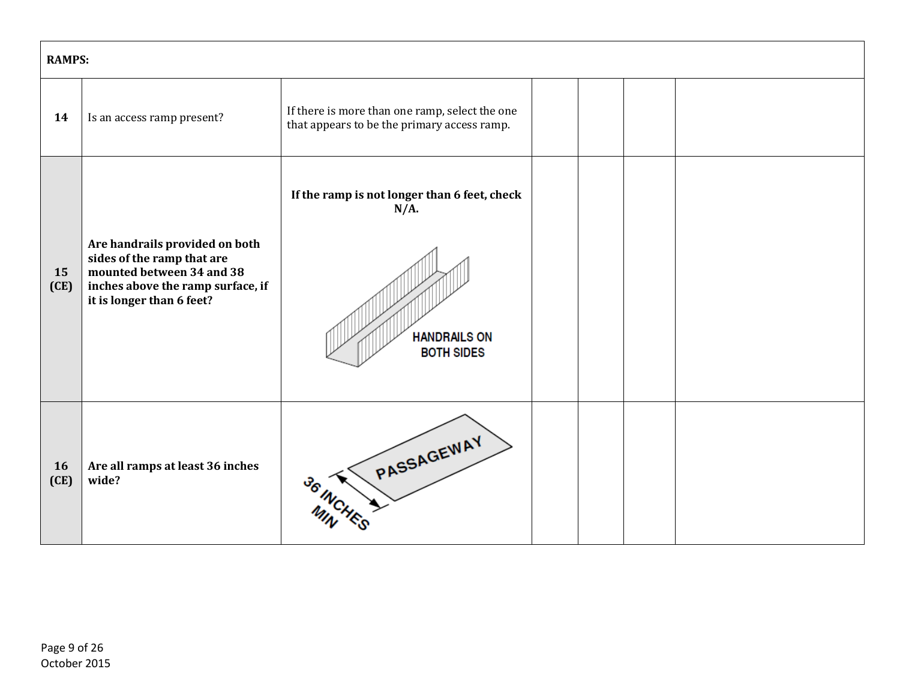| RAMPS: | | | | | | |
|---|---|---|---|---|---|---|
| 14 | Is an access ramp present? | If there is more than one ramp, select the one that appears to be the primary access ramp. | | | | |
| **15 (CE)** | **Are handrails provided on both sides of the ramp that are mounted between 34 and 38 inches above the ramp surface, if it is longer than 6 feet?** | **If the ramp is not longer than 6 feet, check N/A.** HANDRAILS ON BOTH SIDES | | | | |
| **16 (CE)** | **Are all ramps at least 36 inches wide?** | PASSAGEWAY 36 INCHES MIN | | | | |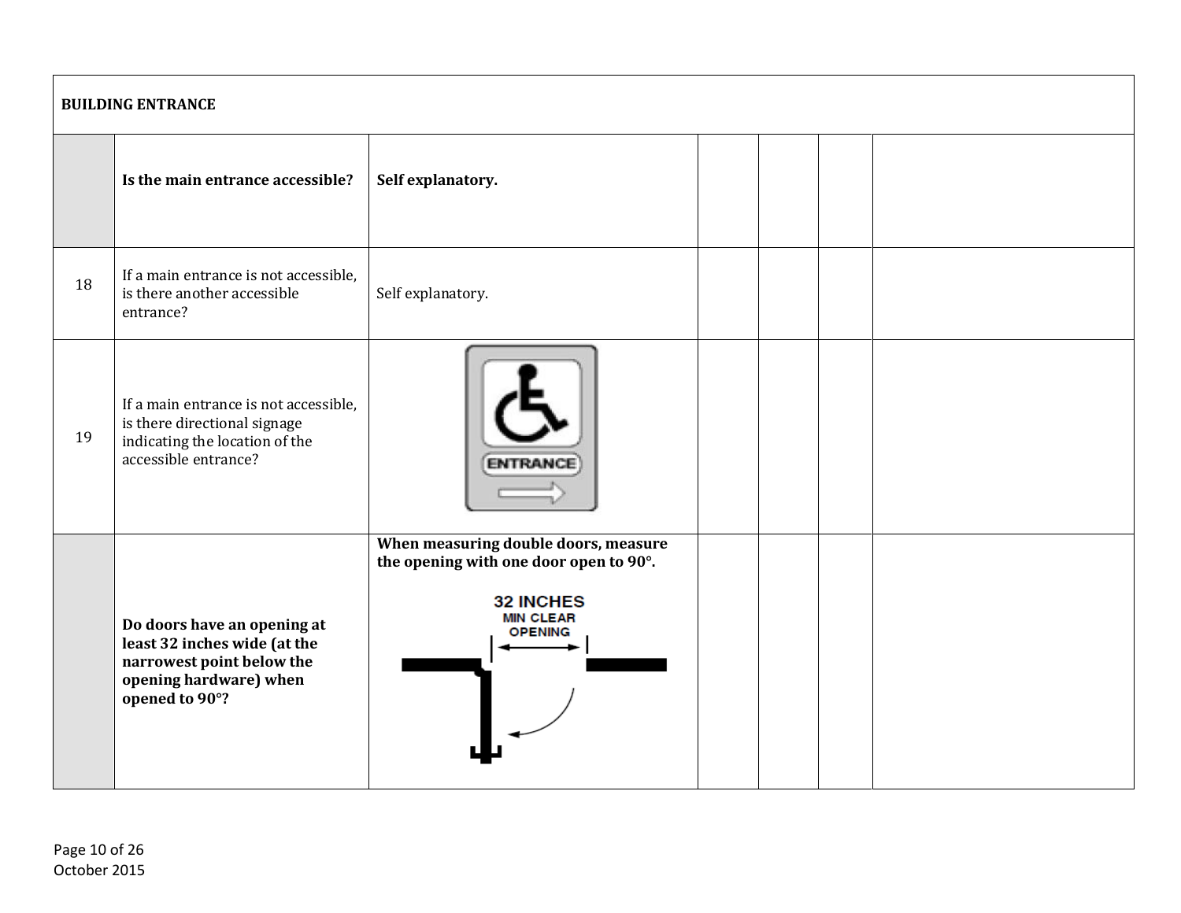| BUILDING ENTRANCE | | | | | | |
|---|---|---|---|---|---|---|
| | **Is the main entrance accessible?** | **Self explanatory.** | | | | |
| 18 | If a main entrance is not accessible, is there another accessible entrance? | Self explanatory. | | | | |
| 19 | If a main entrance is not accessible, is there directional signage indicating the location of the accessible entrance? | ENTRANCE | | | | |
| | **Do doors have an opening at least 32 inches wide (at the narrowest point below the opening hardware) when opened to 90°?** | **When measuring double doors, measure the opening with one door open to 90°.** 32 INCHES MIN CLEAR OPENING | | | | |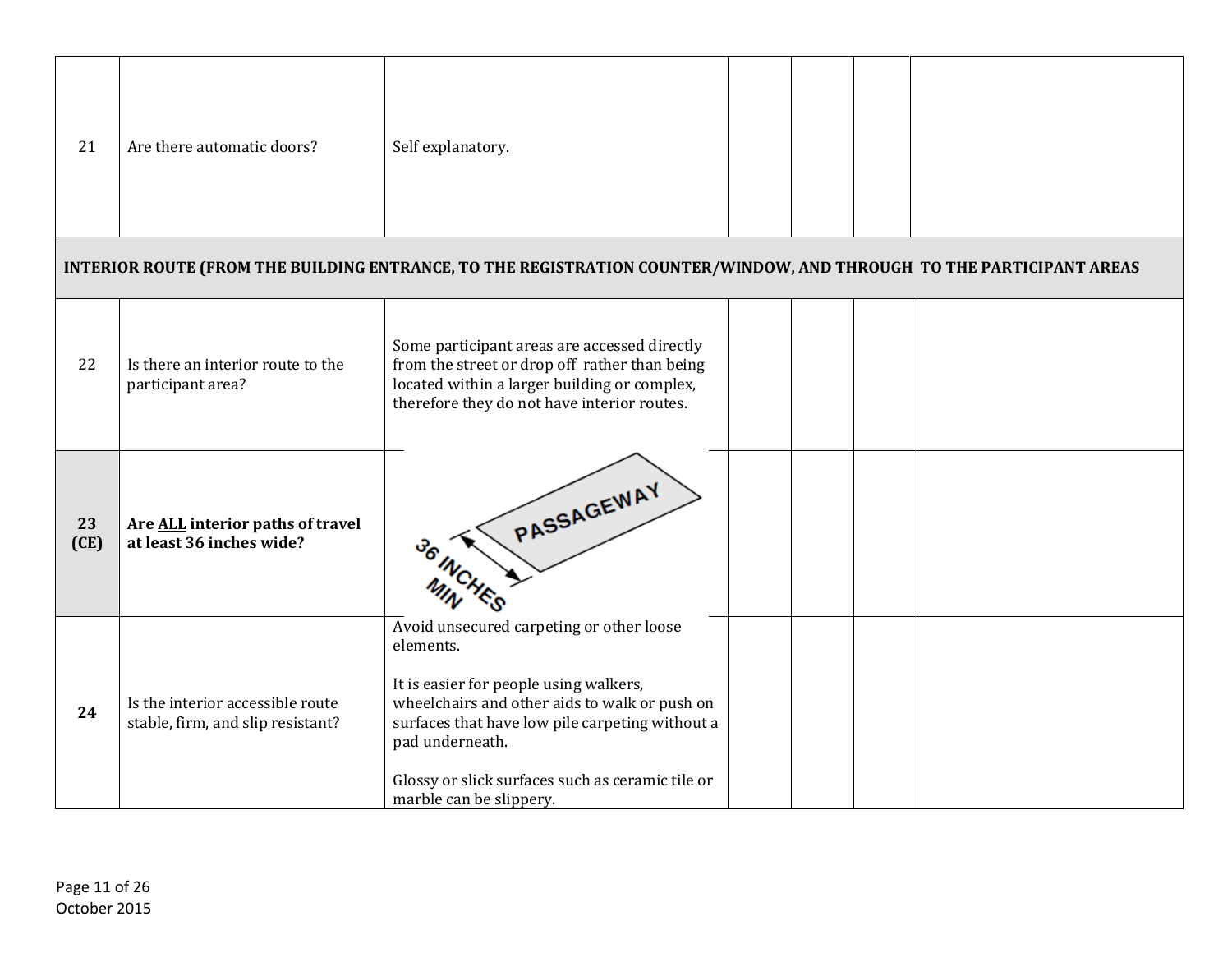| | | | | | | |
|---|---|---|---|---|---|---|
| 21 | Are there automatic doors? | Self explanatory. | | | | |
| **INTERIOR ROUTE (FROM THE BUILDING ENTRANCE, TO THE REGISTRATION COUNTER/WINDOW, AND THROUGH TO THE PARTICIPANT AREAS** | | | | | | |
| 22 | Is there an interior route to the participant area? | Some participant areas are accessed directly from the street or drop off rather than being located within a larger building or complex, therefore they do not have interior routes. | | | | |
| **23 (CE)** | **Are ALL interior paths of travel at least 36 inches wide?** | PASSAGEWAY 36 INCHES MIN | | | | |
| **24** | Is the interior accessible route stable, firm, and slip resistant? | Avoid unsecured carpeting or other loose elements.<br><br>It is easier for people using walkers, wheelchairs and other aids to walk or push on surfaces that have low pile carpeting without a pad underneath.<br><br>Glossy or slick surfaces such as ceramic tile or marble can be slippery. | | | | |

October 2015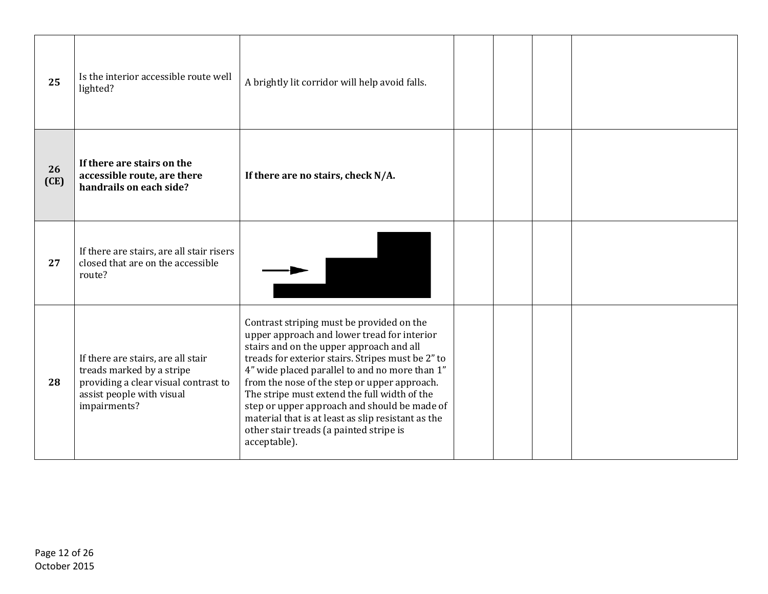| | | | | | | |
|---|---|---|---|---|---|---|
| **25** | Is the interior accessible route well lighted? | A brightly lit corridor will help avoid falls. | | | | |
| **26 (CE)** | **If there are stairs on the accessible route, are there handrails on each side?** | **If there are no stairs, check N/A.** | | | | |
| **27** | If there are stairs, are all stair risers closed that are on the accessible route? | | | | | |
| **28** | If there are stairs, are all stair treads marked by a stripe providing a clear visual contrast to assist people with visual impairments? | Contrast striping must be provided on the upper approach and lower tread for interior stairs and on the upper approach and all treads for exterior stairs. Stripes must be 2" to 4" wide placed parallel to and no more than 1" from the nose of the step or upper approach. The stripe must extend the full width of the step or upper approach and should be made of material that is at least as slip resistant as the other stair treads (a painted stripe is acceptable). | | | | |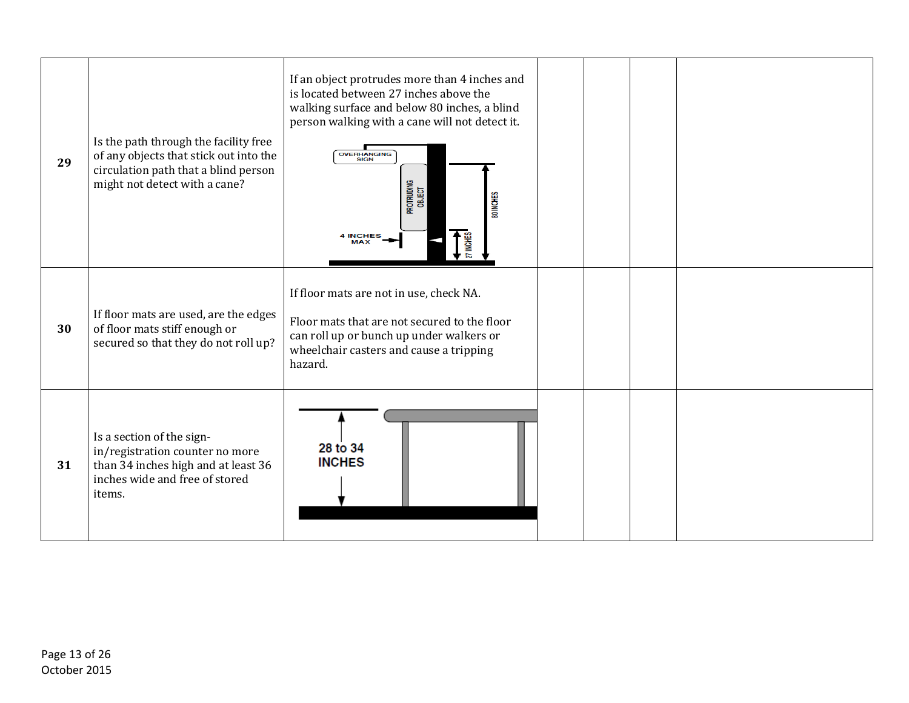| | | | | | | |
|---|---|---|---|---|---|---|
| **29** | Is the path through the facility free of any objects that stick out into the circulation path that a blind person might not detect with a cane? | If an object protrudes more than 4 inches and is located between 27 inches above the walking surface and below 80 inches, a blind person walking with a cane will not detect it. | | | | |
| **30** | If floor mats are used, are the edges of floor mats stiff enough or secured so that they do not roll up? | If floor mats are not in use, check NA.<br><br>Floor mats that are not secured to the floor can roll up or bunch up under walkers or wheelchair casters and cause a tripping hazard. | | | | |
| **31** | Is a section of the sign-in/registration counter no more than 34 inches high and at least 36 inches wide and free of stored items. | | | | | |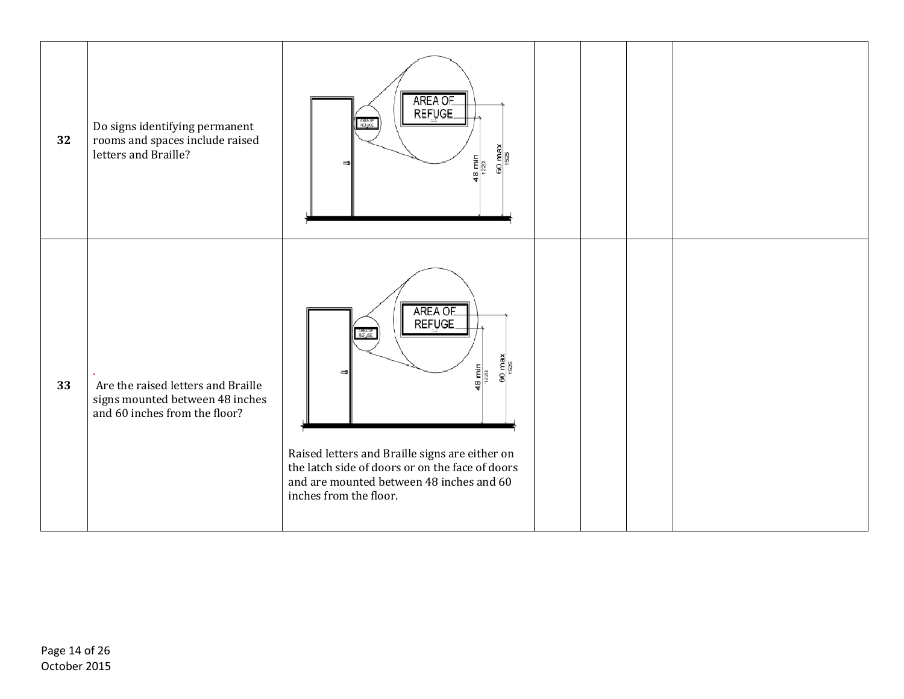| 32 | Do signs identifying permanent rooms and spaces include raised letters and Braille? | | | | | |
|---|---|---|---|---|---|---|
| 33 | Are the raised letters and Braille signs mounted between 48 inches and 60 inches from the floor? | Raised letters and Braille signs are either on the latch side of doors or on the face of doors and are mounted between 48 inches and 60 inches from the floor. | | | | |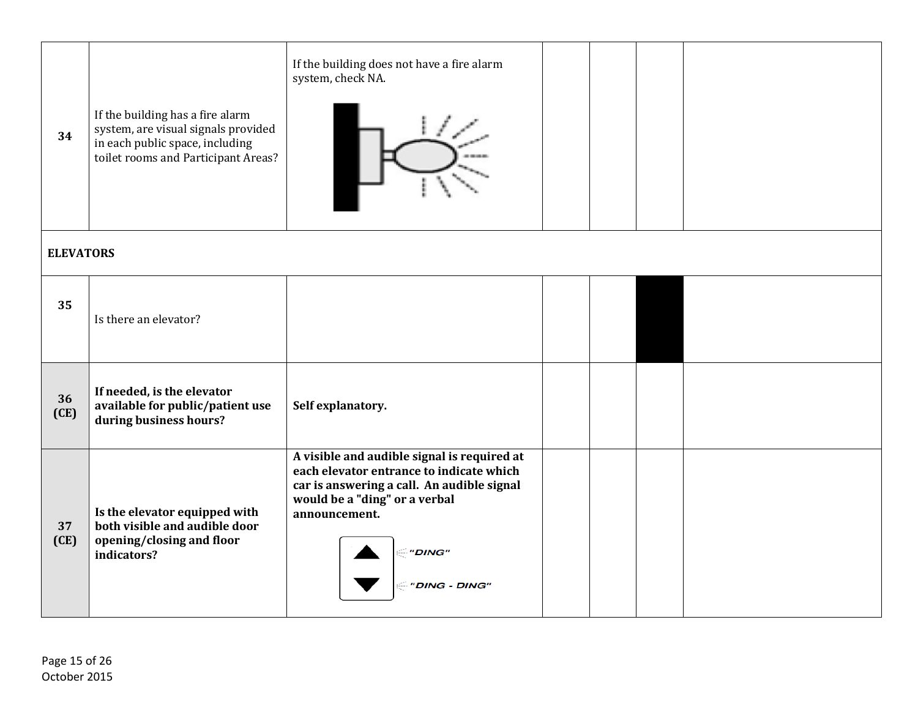| | | | | | | |
|---|---|---|---|---|---|---|
| 34 | If the building has a fire alarm system, are visual signals provided in each public space, including toilet rooms and Participant Areas? | If the building does not have a fire alarm system, check NA. | | | | |
| **ELEVATORS** | | | | | | |
| **35** | Is there an elevator? | | | | | |
| **36 (CE)** | **If needed, is the elevator available for public/patient use during business hours?** | **Self explanatory.** | | | | |
| **37 (CE)** | **Is the elevator equipped with both visible and audible door opening/closing and floor indicators?** | **A visible and audible signal is required at each elevator entrance to indicate which car is answering a call. An audible signal would be a "ding" or a verbal announcement.** "DING" "DING - DING" | | | | |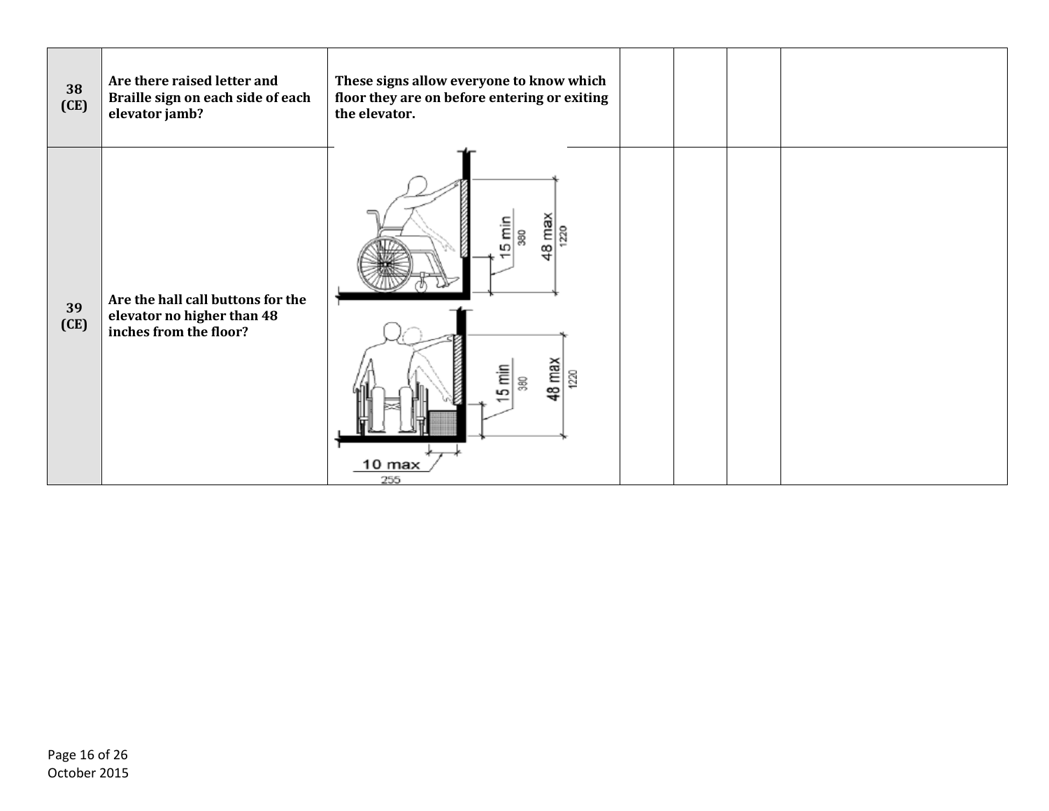| | | | | | | |
|---|---|---|---|---|---|---|
| **38 (CE)** | **Are there raised letter and Braille sign on each side of each elevator jamb?** | **These signs allow everyone to know which floor they are on before entering or exiting the elevator.** | | | | |
| **39 (CE)** | **Are the hall call buttons for the elevator no higher than 48 inches from the floor?** | 15 min 380; 48 max 1220; 15 min 380; 48 max 1220; 10 max 255 | | | | |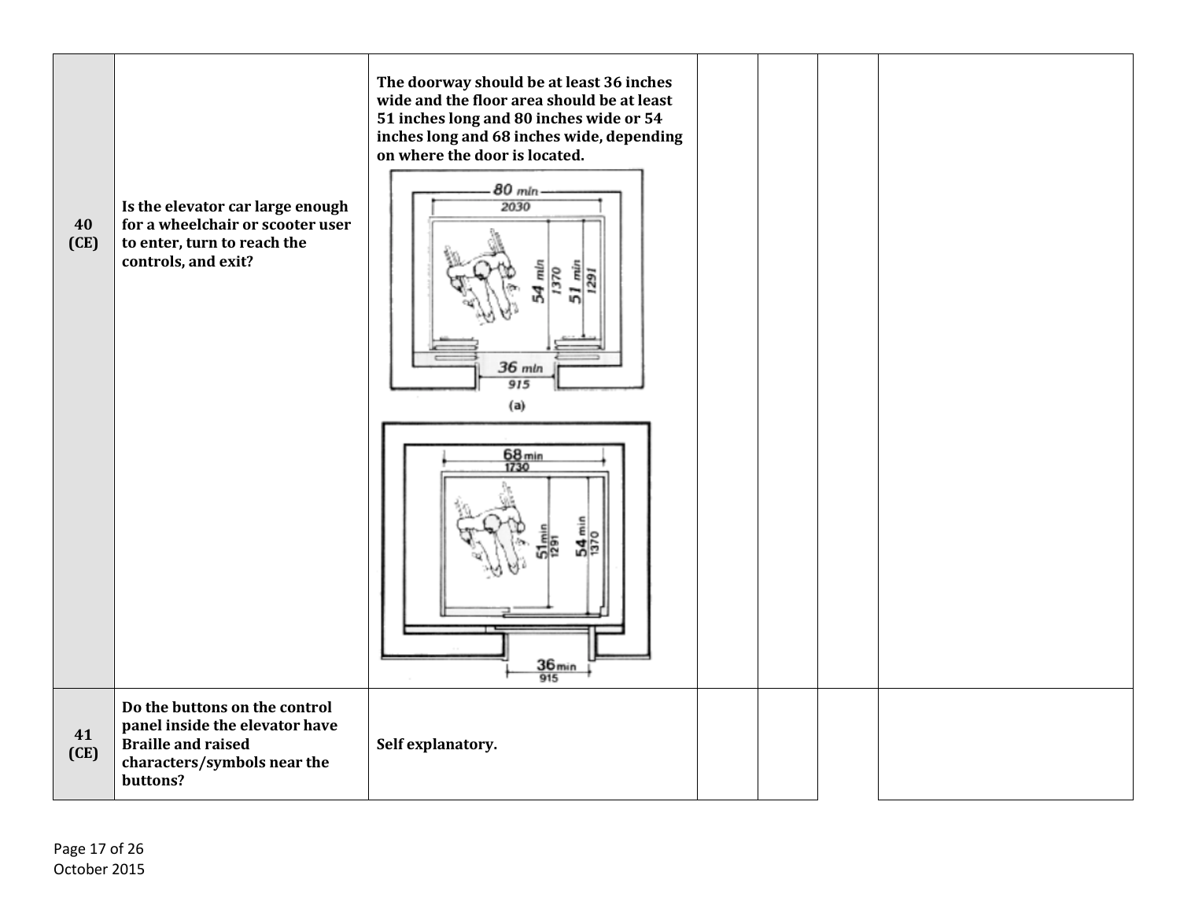| | | | | | | |
|---|---|---|---|---|---|---|
| **40 (CE)** | **Is the elevator car large enough for a wheelchair or scooter user to enter, turn to reach the controls, and exit?** | **The doorway should be at least 36 inches wide and the floor area should be at least 51 inches long and 80 inches wide or 54 inches long and 68 inches wide, depending on where the door is located.** | | | | |
| **41 (CE)** | **Do the buttons on the control panel inside the elevator have Braille and raised characters/symbols near the buttons?** | **Self explanatory.** | | | | |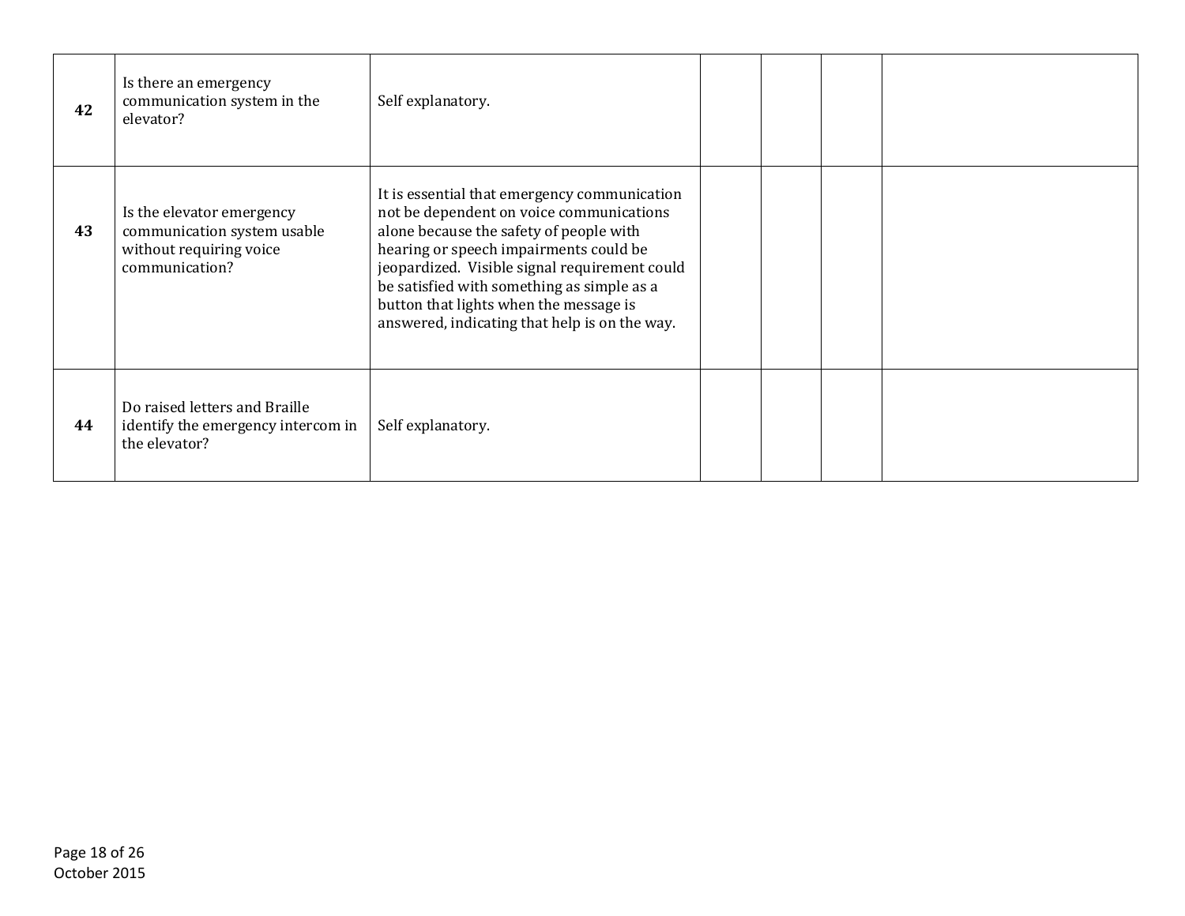| | | | | | | |
|---|---|---|---|---|---|---|
| **42** | Is there an emergency communication system in the elevator? | Self explanatory. | | | | |
| **43** | Is the elevator emergency communication system usable without requiring voice communication? | It is essential that emergency communication not be dependent on voice communications alone because the safety of people with hearing or speech impairments could be jeopardized. Visible signal requirement could be satisfied with something as simple as a button that lights when the message is answered, indicating that help is on the way. | | | | |
| **44** | Do raised letters and Braille identify the emergency intercom in the elevator? | Self explanatory. | | | | |

October 2015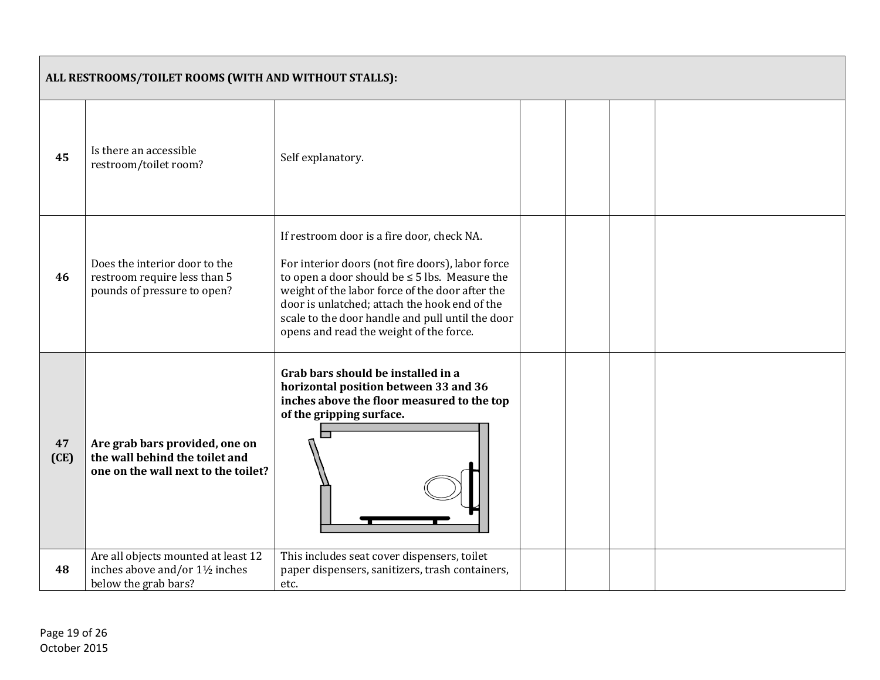| ALL RESTROOMS/TOILET ROOMS (WITH AND WITHOUT STALLS): | | | | | | |
|---|---|---|---|---|---|---|
| **45** | Is there an accessible restroom/toilet room? | Self explanatory. | | | | |
| **46** | Does the interior door to the restroom require less than 5 pounds of pressure to open? | If restroom door is a fire door, check NA.<br><br>For interior doors (not fire doors), labor force to open a door should be ≤ 5 lbs. Measure the weight of the labor force of the door after the door is unlatched; attach the hook end of the scale to the door handle and pull until the door opens and read the weight of the force. | | | | |
| **47 (CE)** | **Are grab bars provided, one on the wall behind the toilet and one on the wall next to the toilet?** | **Grab bars should be installed in a horizontal position between 33 and 36 inches above the floor measured to the top of the gripping surface.** | | | | |
| **48** | Are all objects mounted at least 12 inches above and/or 1½ inches below the grab bars? | This includes seat cover dispensers, toilet paper dispensers, sanitizers, trash containers, etc. | | | | |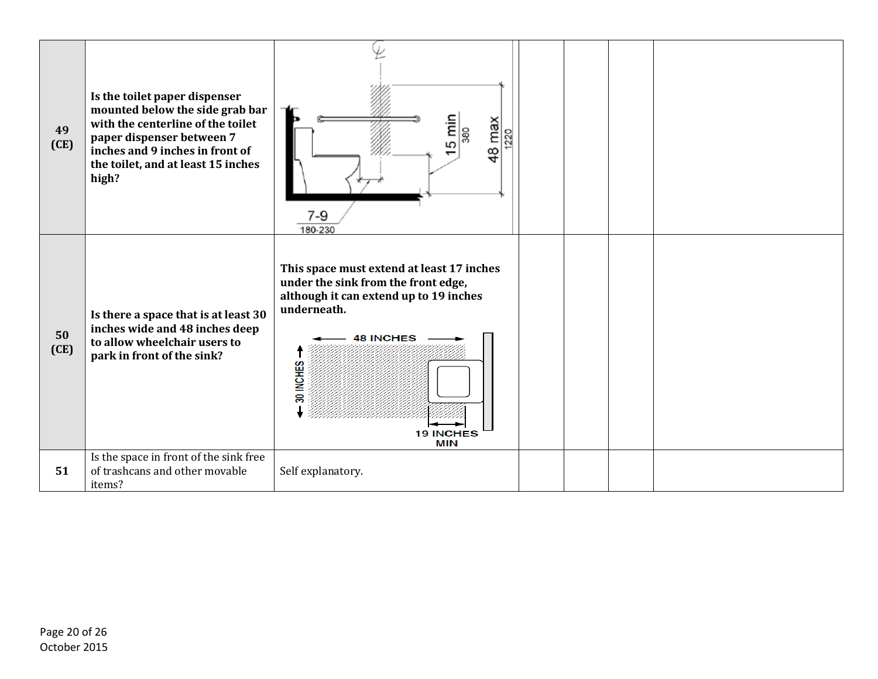| | | | | | | |
|---|---|---|---|---|---|---|
| **49 (CE)** | **Is the toilet paper dispenser mounted below the side grab bar with the centerline of the toilet paper dispenser between 7 inches and 9 inches in front of the toilet, and at least 15 inches high?** | 15 min 380; 48 max 1220; 7-9 180-230 | | | | |
| **50 (CE)** | **Is there a space that is at least 30 inches wide and 48 inches deep to allow wheelchair users to park in front of the sink?** | **This space must extend at least 17 inches under the sink from the front edge, although it can extend up to 19 inches underneath.** 48 INCHES; 30 INCHES; 19 INCHES MIN | | | | |
| **51** | Is the space in front of the sink free of trashcans and other movable items? | Self explanatory. | | | | |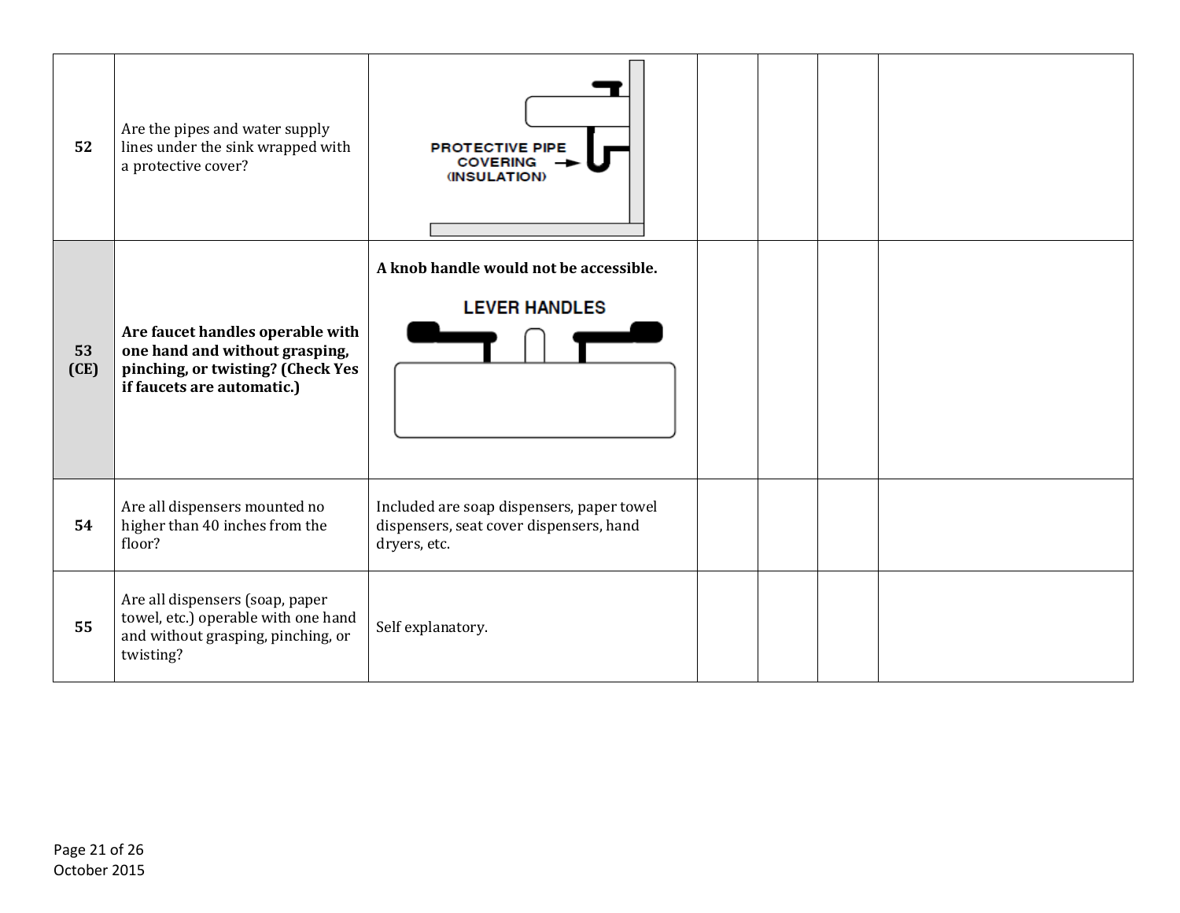| | | | | | | |
|---|---|---|---|---|---|---|
| **52** | Are the pipes and water supply lines under the sink wrapped with a protective cover? | PROTECTIVE PIPE COVERING (INSULATION) | | | | |
| **53 (CE)** | **Are faucet handles operable with one hand and without grasping, pinching, or twisting? (Check Yes if faucets are automatic.)** | **A knob handle would not be accessible.** LEVER HANDLES | | | | |
| **54** | Are all dispensers mounted no higher than 40 inches from the floor? | Included are soap dispensers, paper towel dispensers, seat cover dispensers, hand dryers, etc. | | | | |
| **55** | Are all dispensers (soap, paper towel, etc.) operable with one hand and without grasping, pinching, or twisting? | Self explanatory. | | | | |

October 2015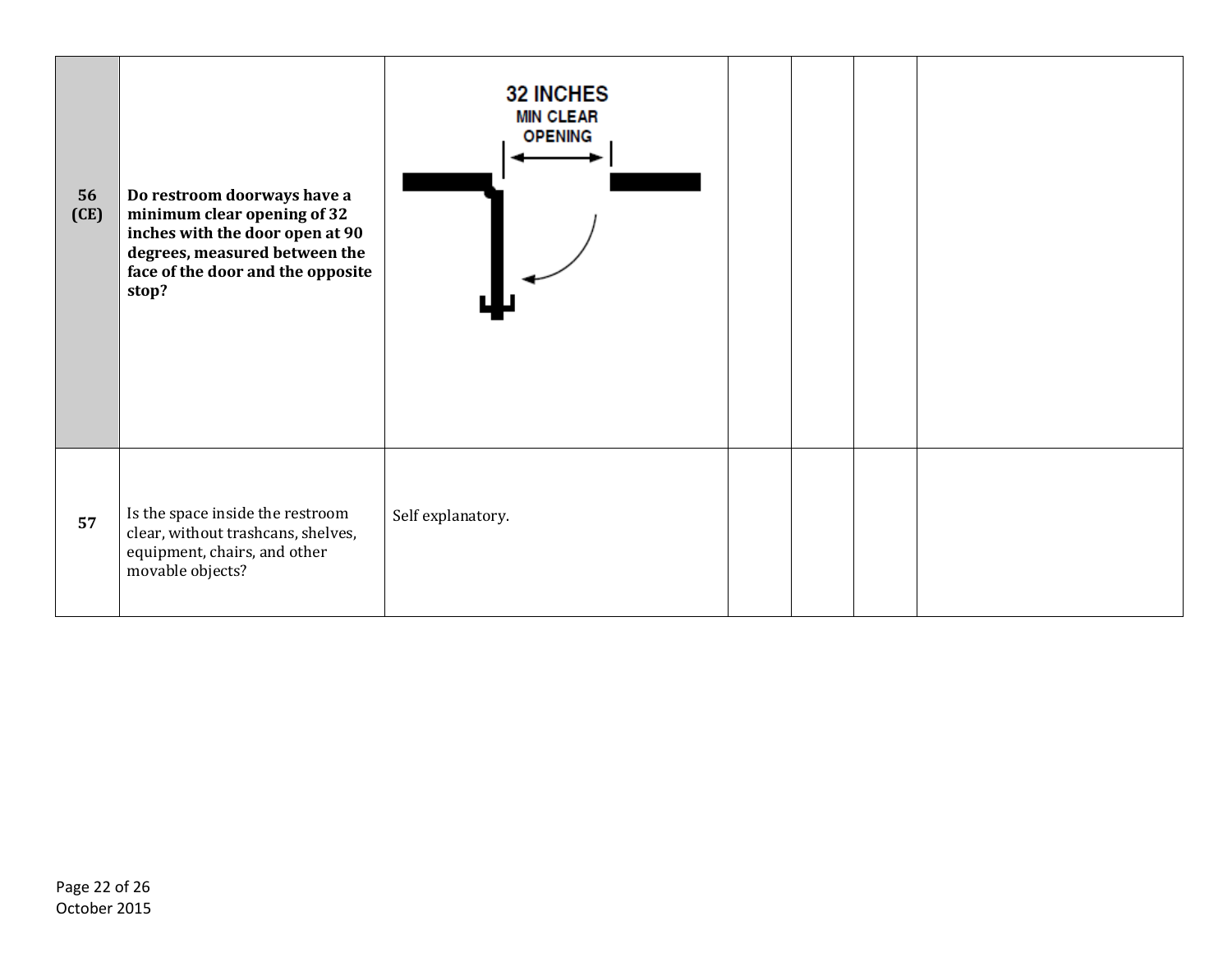| | | | | | | |
|---|---|---|---|---|---|---|
| **56 (CE)** | **Do restroom doorways have a minimum clear opening of 32 inches with the door open at 90 degrees, measured between the face of the door and the opposite stop?** | 32 INCHES MIN CLEAR OPENING | | | | |
| **57** | Is the space inside the restroom clear, without trashcans, shelves, equipment, chairs, and other movable objects? | Self explanatory. | | | | |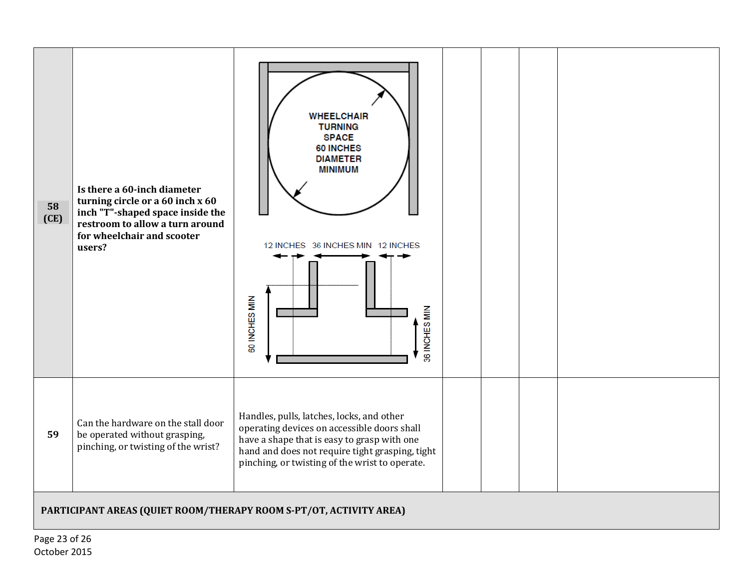| | | | | | | |
|---|---|---|---|---|---|---|
| **58 (CE)** | **Is there a 60-inch diameter turning circle or a 60 inch x 60 inch "T"-shaped space inside the restroom to allow a turn around for wheelchair and scooter users?** | WHEELCHAIR TURNING SPACE 60 INCHES DIAMETER MINIMUM<br>12 INCHES 36 INCHES MIN 12 INCHES<br>60 INCHES MIN<br>36 INCHES MIN | | | | |
| **59** | Can the hardware on the stall door be operated without grasping, pinching, or twisting of the wrist? | Handles, pulls, latches, locks, and other operating devices on accessible doors shall have a shape that is easy to grasp with one hand and does not require tight grasping, tight pinching, or twisting of the wrist to operate. | | | | |
| **PARTICIPANT AREAS (QUIET ROOM/THERAPY ROOM S-PT/OT, ACTIVITY AREA)** | | | | | | |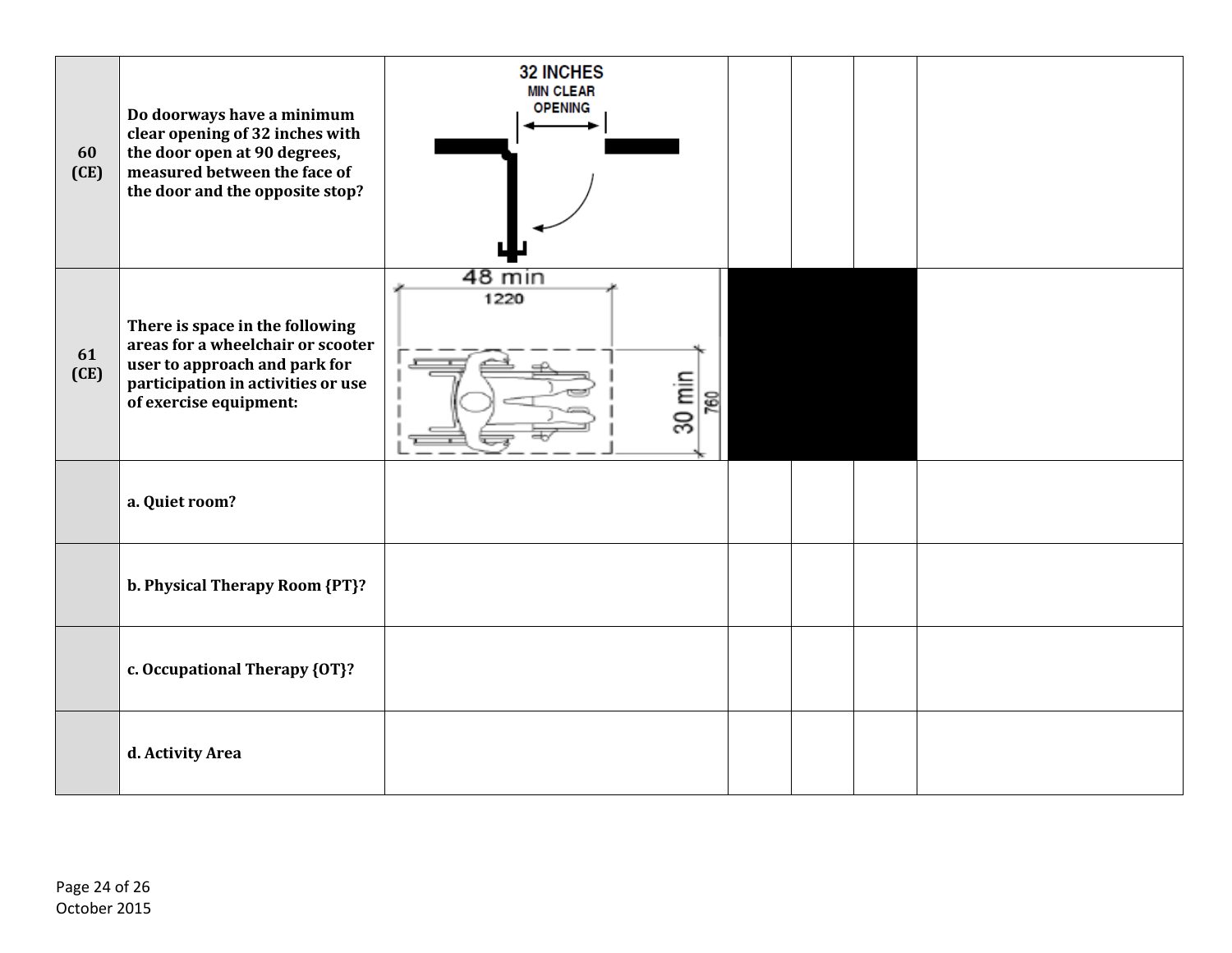| | | | | | | |
|---|---|---|---|---|---|---|
| 60 (CE) | Do doorways have a minimum clear opening of 32 inches with the door open at 90 degrees, measured between the face of the door and the opposite stop? | 32 INCHES MIN CLEAR OPENING | | | | |
| 61 (CE) | There is space in the following areas for a wheelchair or scooter user to approach and park for participation in activities or use of exercise equipment: | 48 min 1220 30 min 760 | | | | |
| | a. Quiet room? | | | | | |
| | b. Physical Therapy Room {PT}? | | | | | |
| | c. Occupational Therapy {OT}? | | | | | |
| | d. Activity Area | | | | | |

October 2015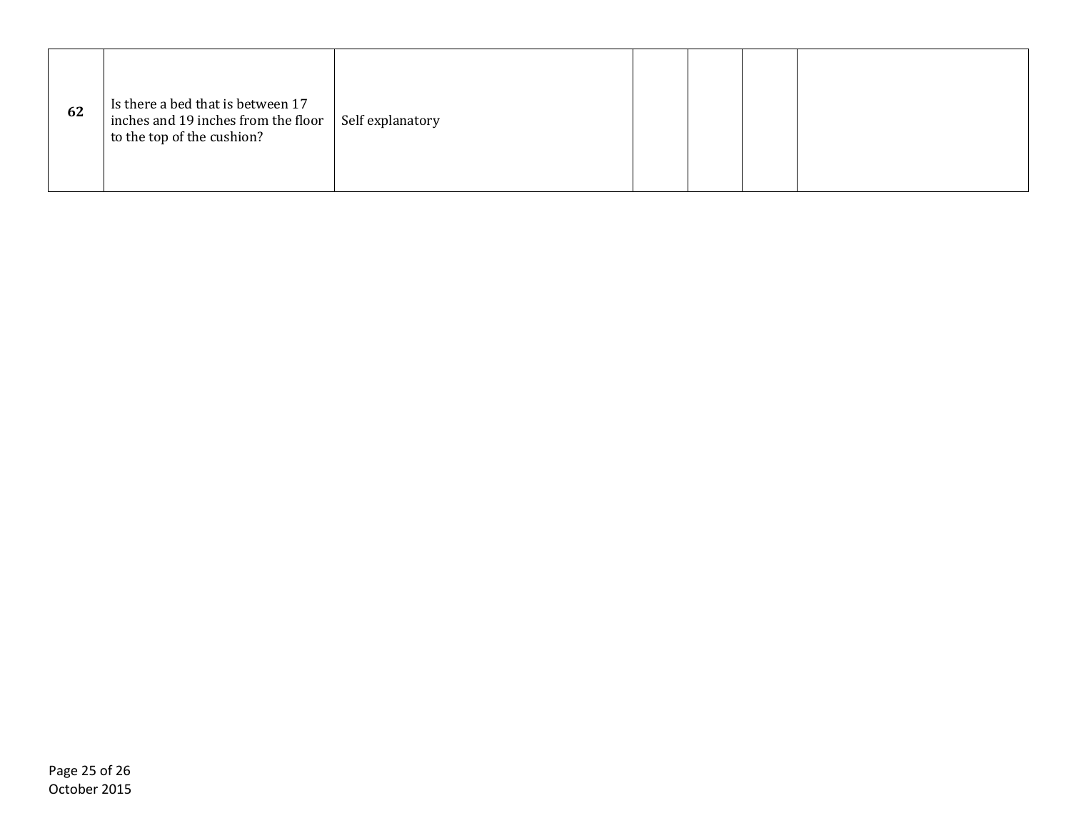| | | | | | | |
|---|---|---|---|---|---|---|
| **62** | Is there a bed that is between 17 inches and 19 inches from the floor to the top of the cushion? | Self explanatory | | | | |

October 2015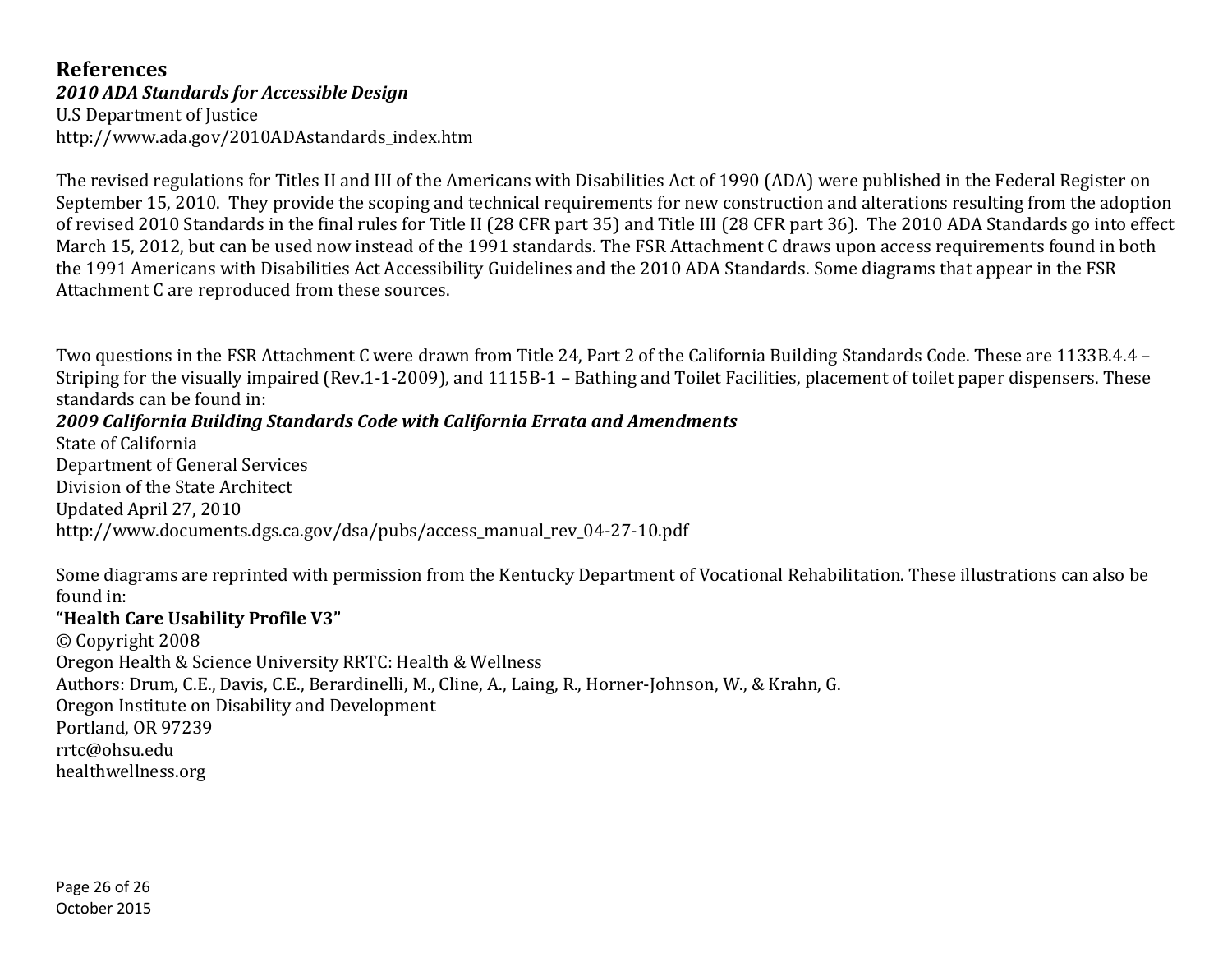## References

***2010 ADA Standards for Accessible Design***
U.S Department of Justice
http://www.ada.gov/2010ADAstandards_index.htm

The revised regulations for Titles II and III of the Americans with Disabilities Act of 1990 (ADA) were published in the Federal Register on September 15, 2010. They provide the scoping and technical requirements for new construction and alterations resulting from the adoption of revised 2010 Standards in the final rules for Title II (28 CFR part 35) and Title III (28 CFR part 36). The 2010 ADA Standards go into effect March 15, 2012, but can be used now instead of the 1991 standards. The FSR Attachment C draws upon access requirements found in both the 1991 Americans with Disabilities Act Accessibility Guidelines and the 2010 ADA Standards. Some diagrams that appear in the FSR Attachment C are reproduced from these sources.

Two questions in the FSR Attachment C were drawn from Title 24, Part 2 of the California Building Standards Code. These are 1133B.4.4 – Striping for the visually impaired (Rev.1-1-2009), and 1115B-1 – Bathing and Toilet Facilities, placement of toilet paper dispensers. These standards can be found in:

***2009 California Building Standards Code with California Errata and Amendments***
State of California
Department of General Services
Division of the State Architect
Updated April 27, 2010
http://www.documents.dgs.ca.gov/dsa/pubs/access_manual_rev_04-27-10.pdf

Some diagrams are reprinted with permission from the Kentucky Department of Vocational Rehabilitation. These illustrations can also be found in:

**"Health Care Usability Profile V3"**
© Copyright 2008
Oregon Health & Science University RRTC: Health & Wellness
Authors: Drum, C.E., Davis, C.E., Berardinelli, M., Cline, A., Laing, R., Horner-Johnson, W., & Krahn, G.
Oregon Institute on Disability and Development
Portland, OR 97239
rrtc@ohsu.edu
healthwellness.org

October 2015